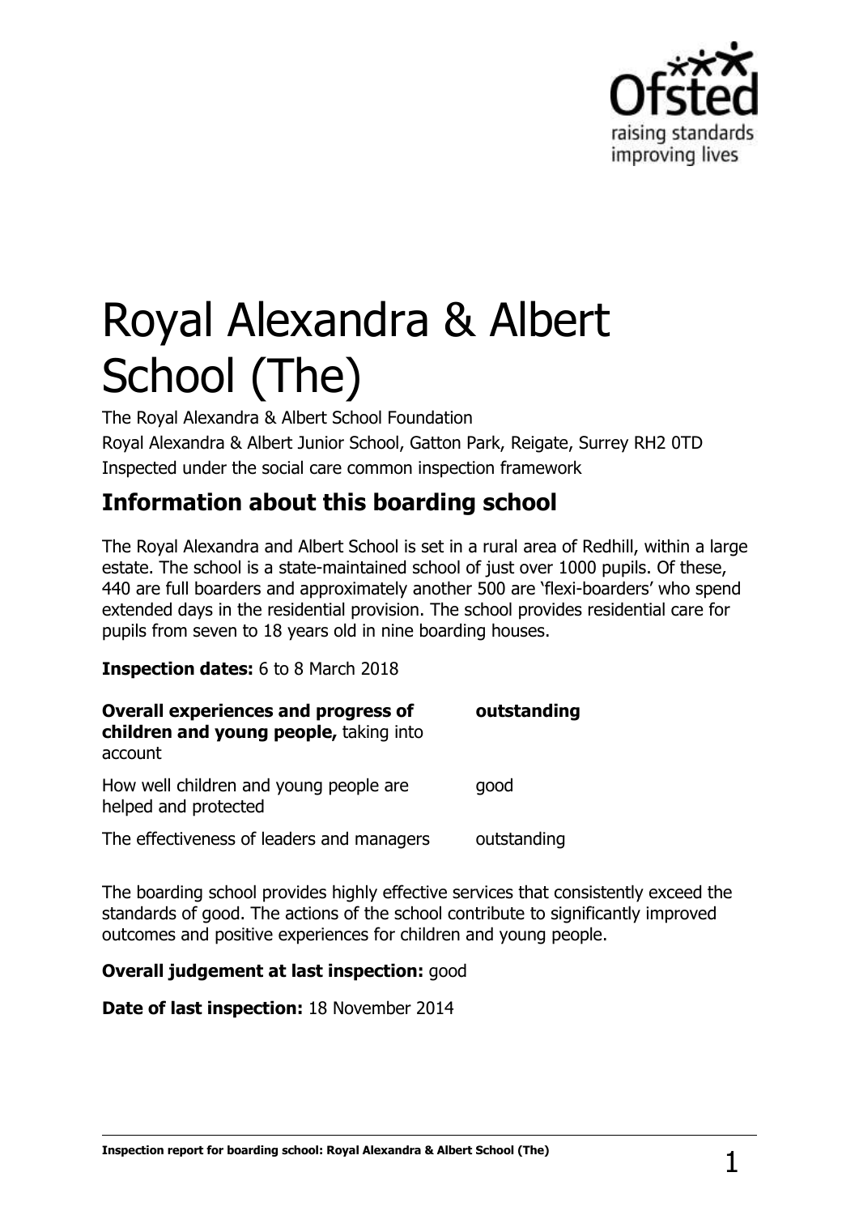# Royal Alexandra & Albert School (The)

The Royal Alexandra & Albert School Foundation

Royal Alexandra & Albert Junior School, Gatton Park, Reigate, Surrey RH2 0TD

Inspected under the social care common inspection framework

## Information about this boarding school

The Royal Alexandra and Albert School is set in a rural area of Redhill, within a large estate. The school is a state-maintained school of just over 1000 pupils. Of these, 440 are full boarders and approximately another 500 are 'flexi-boarders' who spend extended days in the residential provision. The school provides residential care for pupils from seven to 18 years old in nine boarding houses.

**Inspection dates:** 6 to 8 March 2018

| | |
|---|---|
| **Overall experiences and progress of children and young people,** taking into account | **outstanding** |
| How well children and young people are helped and protected | good |
| The effectiveness of leaders and managers | outstanding |

The boarding school provides highly effective services that consistently exceed the standards of good. The actions of the school contribute to significantly improved outcomes and positive experiences for children and young people.

**Overall judgement at last inspection:** good

**Date of last inspection:** 18 November 2014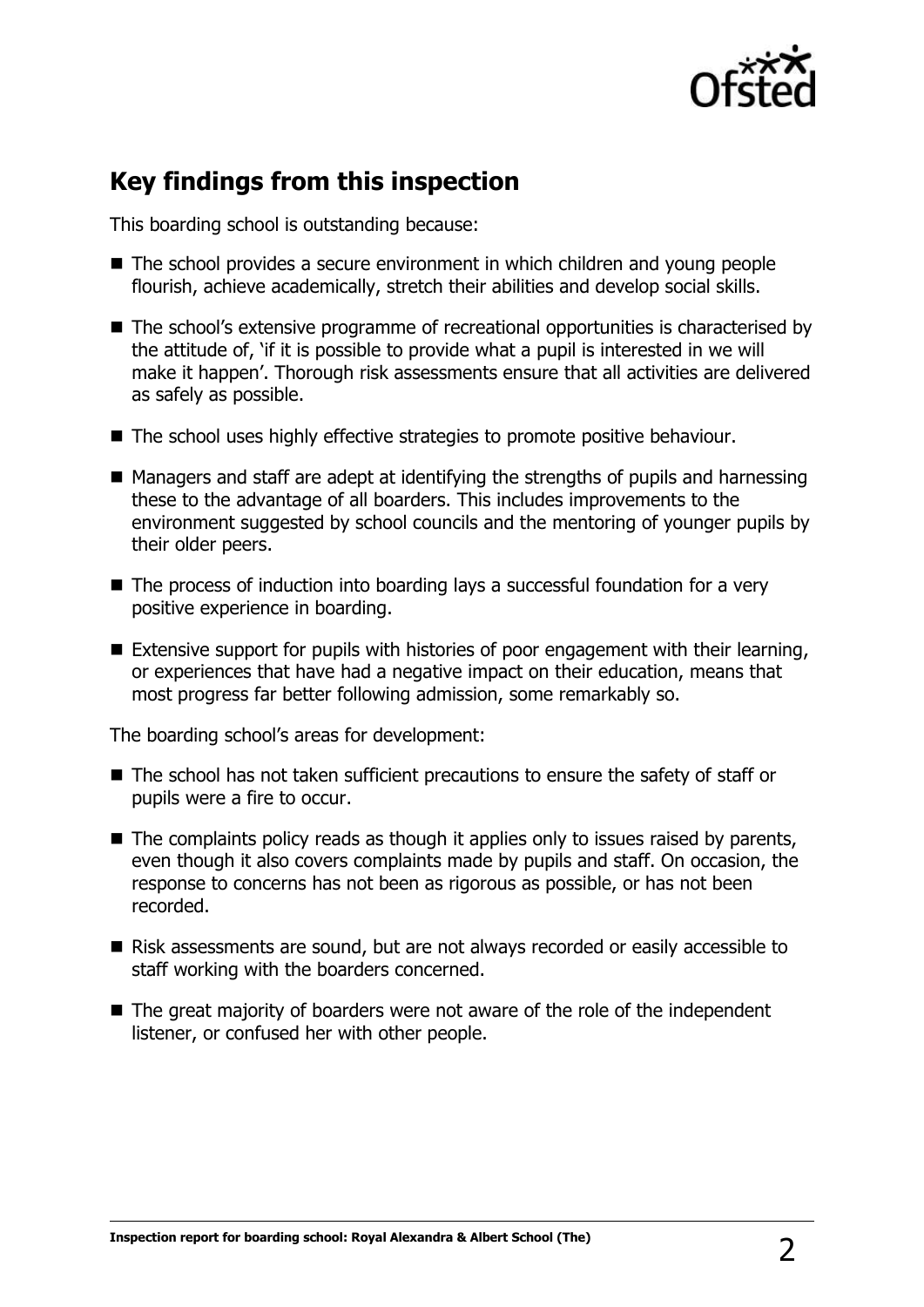## Key findings from this inspection

This boarding school is outstanding because:

- The school provides a secure environment in which children and young people flourish, achieve academically, stretch their abilities and develop social skills.
- The school's extensive programme of recreational opportunities is characterised by the attitude of, 'if it is possible to provide what a pupil is interested in we will make it happen'. Thorough risk assessments ensure that all activities are delivered as safely as possible.
- The school uses highly effective strategies to promote positive behaviour.
- Managers and staff are adept at identifying the strengths of pupils and harnessing these to the advantage of all boarders. This includes improvements to the environment suggested by school councils and the mentoring of younger pupils by their older peers.
- The process of induction into boarding lays a successful foundation for a very positive experience in boarding.
- Extensive support for pupils with histories of poor engagement with their learning, or experiences that have had a negative impact on their education, means that most progress far better following admission, some remarkably so.

The boarding school's areas for development:

- The school has not taken sufficient precautions to ensure the safety of staff or pupils were a fire to occur.
- The complaints policy reads as though it applies only to issues raised by parents, even though it also covers complaints made by pupils and staff. On occasion, the response to concerns has not been as rigorous as possible, or has not been recorded.
- Risk assessments are sound, but are not always recorded or easily accessible to staff working with the boarders concerned.
- The great majority of boarders were not aware of the role of the independent listener, or confused her with other people.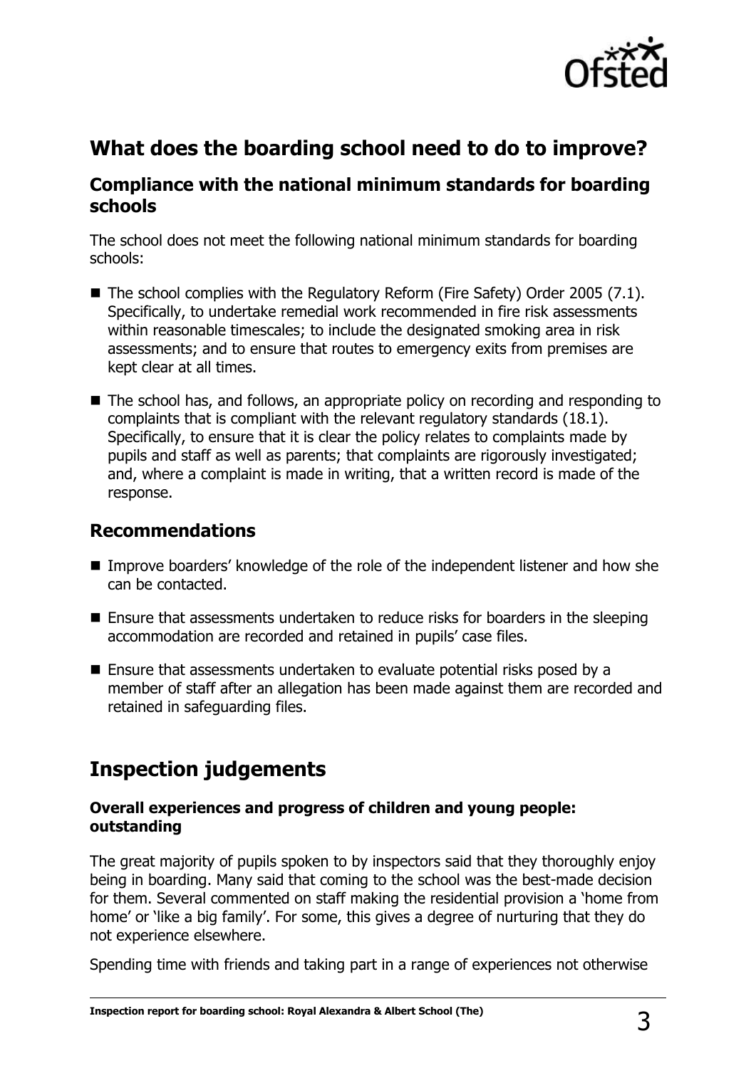## What does the boarding school need to do to improve?

### Compliance with the national minimum standards for boarding schools

The school does not meet the following national minimum standards for boarding schools:

- The school complies with the Regulatory Reform (Fire Safety) Order 2005 (7.1). Specifically, to undertake remedial work recommended in fire risk assessments within reasonable timescales; to include the designated smoking area in risk assessments; and to ensure that routes to emergency exits from premises are kept clear at all times.
- The school has, and follows, an appropriate policy on recording and responding to complaints that is compliant with the relevant regulatory standards (18.1). Specifically, to ensure that it is clear the policy relates to complaints made by pupils and staff as well as parents; that complaints are rigorously investigated; and, where a complaint is made in writing, that a written record is made of the response.

### Recommendations

- Improve boarders' knowledge of the role of the independent listener and how she can be contacted.
- Ensure that assessments undertaken to reduce risks for boarders in the sleeping accommodation are recorded and retained in pupils' case files.
- Ensure that assessments undertaken to evaluate potential risks posed by a member of staff after an allegation has been made against them are recorded and retained in safeguarding files.

## Inspection judgements

#### Overall experiences and progress of children and young people: outstanding

The great majority of pupils spoken to by inspectors said that they thoroughly enjoy being in boarding. Many said that coming to the school was the best-made decision for them. Several commented on staff making the residential provision a 'home from home' or 'like a big family'. For some, this gives a degree of nurturing that they do not experience elsewhere.

Spending time with friends and taking part in a range of experiences not otherwise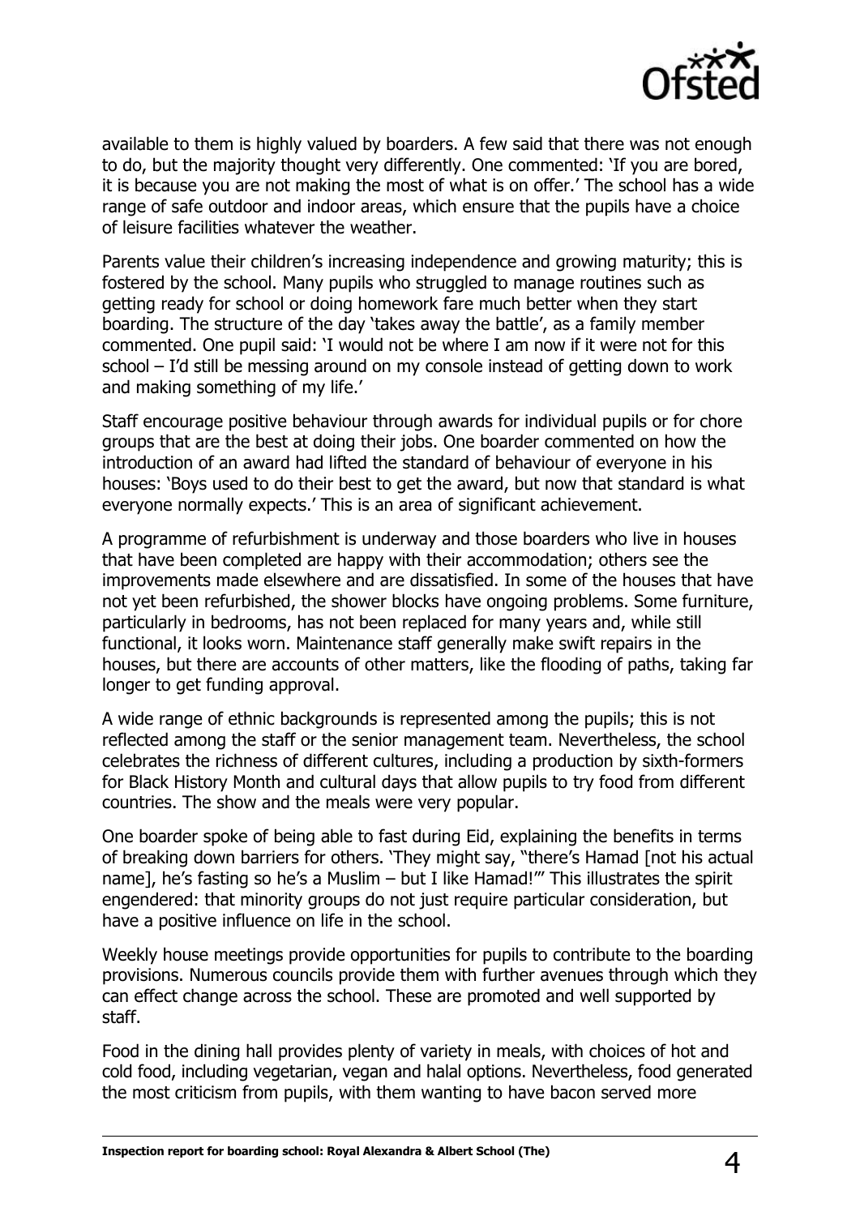available to them is highly valued by boarders. A few said that there was not enough to do, but the majority thought very differently. One commented: 'If you are bored, it is because you are not making the most of what is on offer.' The school has a wide range of safe outdoor and indoor areas, which ensure that the pupils have a choice of leisure facilities whatever the weather.

Parents value their children's increasing independence and growing maturity; this is fostered by the school. Many pupils who struggled to manage routines such as getting ready for school or doing homework fare much better when they start boarding. The structure of the day 'takes away the battle', as a family member commented. One pupil said: 'I would not be where I am now if it were not for this school – I'd still be messing around on my console instead of getting down to work and making something of my life.'

Staff encourage positive behaviour through awards for individual pupils or for chore groups that are the best at doing their jobs. One boarder commented on how the introduction of an award had lifted the standard of behaviour of everyone in his houses: 'Boys used to do their best to get the award, but now that standard is what everyone normally expects.' This is an area of significant achievement.

A programme of refurbishment is underway and those boarders who live in houses that have been completed are happy with their accommodation; others see the improvements made elsewhere and are dissatisfied. In some of the houses that have not yet been refurbished, the shower blocks have ongoing problems. Some furniture, particularly in bedrooms, has not been replaced for many years and, while still functional, it looks worn. Maintenance staff generally make swift repairs in the houses, but there are accounts of other matters, like the flooding of paths, taking far longer to get funding approval.

A wide range of ethnic backgrounds is represented among the pupils; this is not reflected among the staff or the senior management team. Nevertheless, the school celebrates the richness of different cultures, including a production by sixth-formers for Black History Month and cultural days that allow pupils to try food from different countries. The show and the meals were very popular.

One boarder spoke of being able to fast during Eid, explaining the benefits in terms of breaking down barriers for others. 'They might say, "there's Hamad [not his actual name], he's fasting so he's a Muslim – but I like Hamad!"' This illustrates the spirit engendered: that minority groups do not just require particular consideration, but have a positive influence on life in the school.

Weekly house meetings provide opportunities for pupils to contribute to the boarding provisions. Numerous councils provide them with further avenues through which they can effect change across the school. These are promoted and well supported by staff.

Food in the dining hall provides plenty of variety in meals, with choices of hot and cold food, including vegetarian, vegan and halal options. Nevertheless, food generated the most criticism from pupils, with them wanting to have bacon served more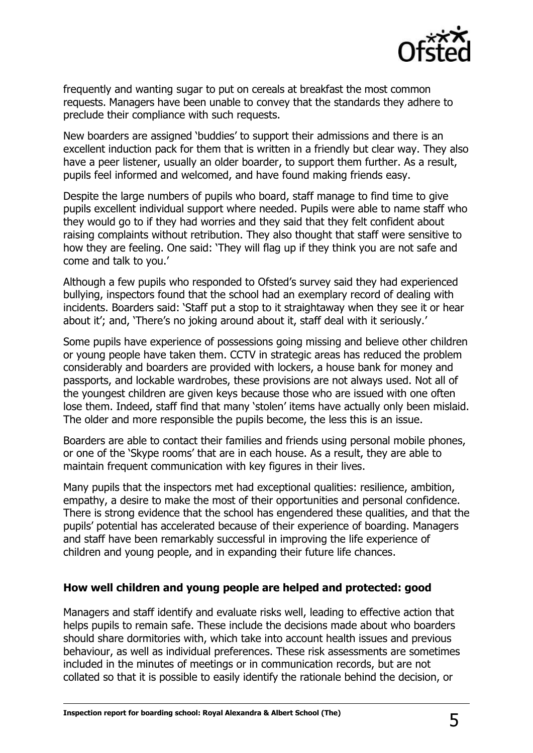frequently and wanting sugar to put on cereals at breakfast the most common requests. Managers have been unable to convey that the standards they adhere to preclude their compliance with such requests.

New boarders are assigned 'buddies' to support their admissions and there is an excellent induction pack for them that is written in a friendly but clear way. They also have a peer listener, usually an older boarder, to support them further. As a result, pupils feel informed and welcomed, and have found making friends easy.

Despite the large numbers of pupils who board, staff manage to find time to give pupils excellent individual support where needed. Pupils were able to name staff who they would go to if they had worries and they said that they felt confident about raising complaints without retribution. They also thought that staff were sensitive to how they are feeling. One said: 'They will flag up if they think you are not safe and come and talk to you.'

Although a few pupils who responded to Ofsted's survey said they had experienced bullying, inspectors found that the school had an exemplary record of dealing with incidents. Boarders said: 'Staff put a stop to it straightaway when they see it or hear about it'; and, 'There's no joking around about it, staff deal with it seriously.'

Some pupils have experience of possessions going missing and believe other children or young people have taken them. CCTV in strategic areas has reduced the problem considerably and boarders are provided with lockers, a house bank for money and passports, and lockable wardrobes, these provisions are not always used. Not all of the youngest children are given keys because those who are issued with one often lose them. Indeed, staff find that many 'stolen' items have actually only been mislaid. The older and more responsible the pupils become, the less this is an issue.

Boarders are able to contact their families and friends using personal mobile phones, or one of the 'Skype rooms' that are in each house. As a result, they are able to maintain frequent communication with key figures in their lives.

Many pupils that the inspectors met had exceptional qualities: resilience, ambition, empathy, a desire to make the most of their opportunities and personal confidence. There is strong evidence that the school has engendered these qualities, and that the pupils' potential has accelerated because of their experience of boarding. Managers and staff have been remarkably successful in improving the life experience of children and young people, and in expanding their future life chances.

## How well children and young people are helped and protected: good

Managers and staff identify and evaluate risks well, leading to effective action that helps pupils to remain safe. These include the decisions made about who boarders should share dormitories with, which take into account health issues and previous behaviour, as well as individual preferences. These risk assessments are sometimes included in the minutes of meetings or in communication records, but are not collated so that it is possible to easily identify the rationale behind the decision, or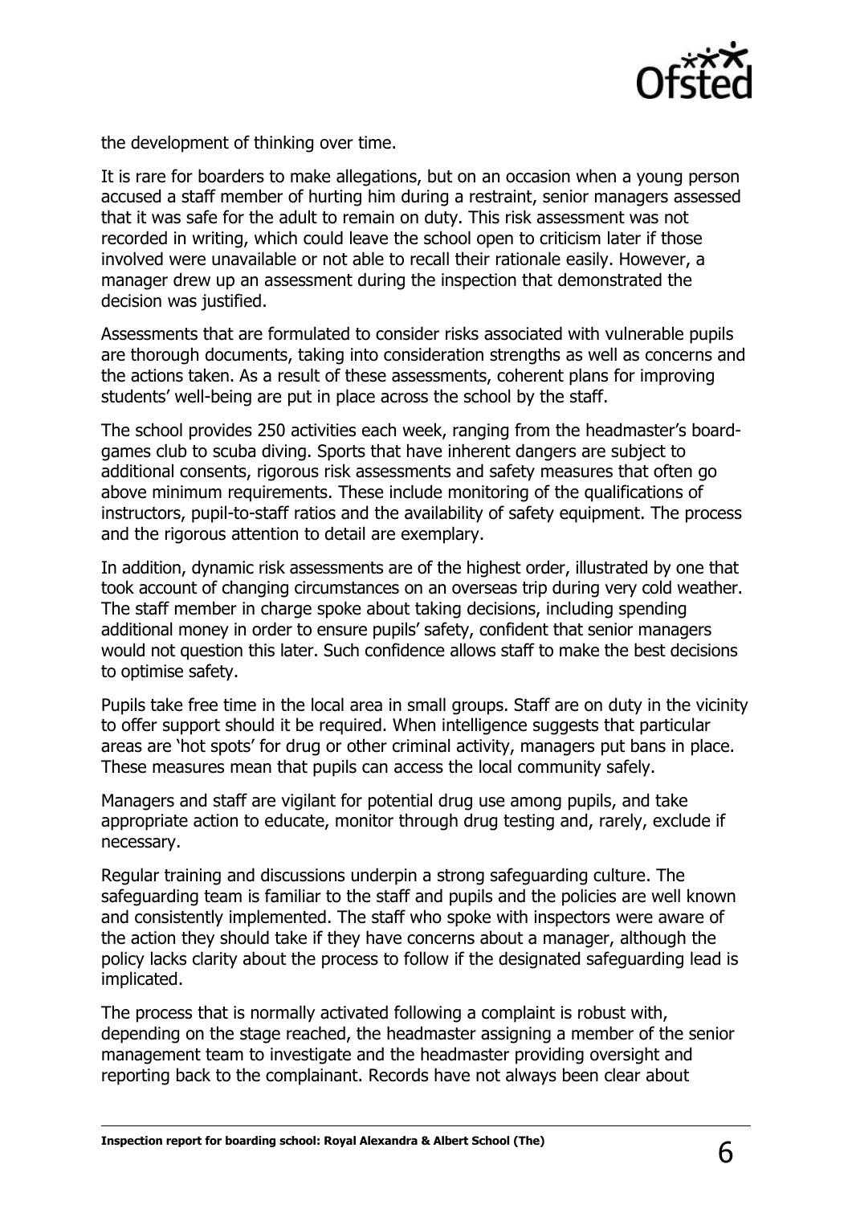the development of thinking over time.

It is rare for boarders to make allegations, but on an occasion when a young person accused a staff member of hurting him during a restraint, senior managers assessed that it was safe for the adult to remain on duty. This risk assessment was not recorded in writing, which could leave the school open to criticism later if those involved were unavailable or not able to recall their rationale easily. However, a manager drew up an assessment during the inspection that demonstrated the decision was justified.

Assessments that are formulated to consider risks associated with vulnerable pupils are thorough documents, taking into consideration strengths as well as concerns and the actions taken. As a result of these assessments, coherent plans for improving students' well-being are put in place across the school by the staff.

The school provides 250 activities each week, ranging from the headmaster's board-games club to scuba diving. Sports that have inherent dangers are subject to additional consents, rigorous risk assessments and safety measures that often go above minimum requirements. These include monitoring of the qualifications of instructors, pupil-to-staff ratios and the availability of safety equipment. The process and the rigorous attention to detail are exemplary.

In addition, dynamic risk assessments are of the highest order, illustrated by one that took account of changing circumstances on an overseas trip during very cold weather. The staff member in charge spoke about taking decisions, including spending additional money in order to ensure pupils' safety, confident that senior managers would not question this later. Such confidence allows staff to make the best decisions to optimise safety.

Pupils take free time in the local area in small groups. Staff are on duty in the vicinity to offer support should it be required. When intelligence suggests that particular areas are 'hot spots' for drug or other criminal activity, managers put bans in place. These measures mean that pupils can access the local community safely.

Managers and staff are vigilant for potential drug use among pupils, and take appropriate action to educate, monitor through drug testing and, rarely, exclude if necessary.

Regular training and discussions underpin a strong safeguarding culture. The safeguarding team is familiar to the staff and pupils and the policies are well known and consistently implemented. The staff who spoke with inspectors were aware of the action they should take if they have concerns about a manager, although the policy lacks clarity about the process to follow if the designated safeguarding lead is implicated.

The process that is normally activated following a complaint is robust with, depending on the stage reached, the headmaster assigning a member of the senior management team to investigate and the headmaster providing oversight and reporting back to the complainant. Records have not always been clear about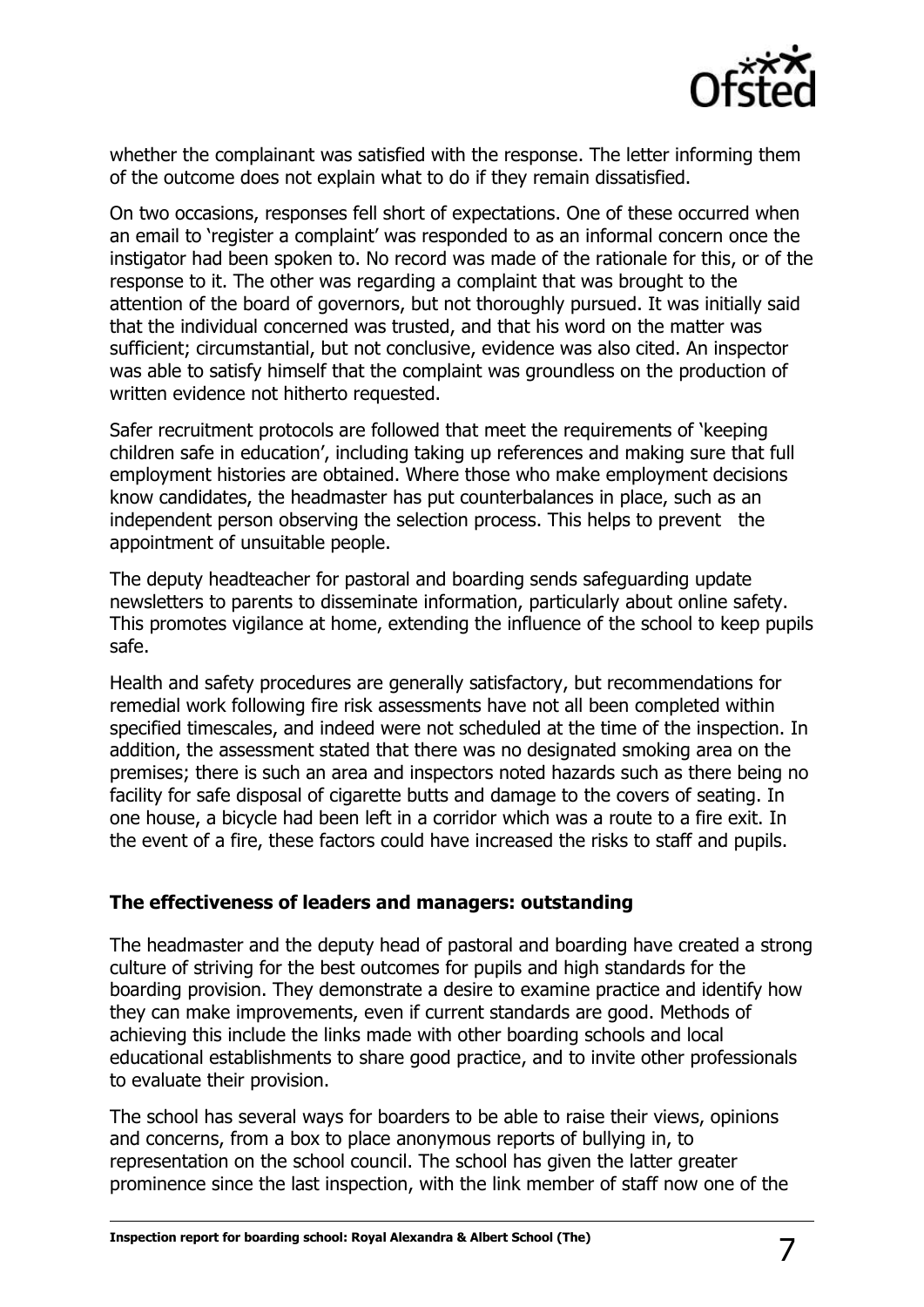whether the complainant was satisfied with the response. The letter informing them of the outcome does not explain what to do if they remain dissatisfied.

On two occasions, responses fell short of expectations. One of these occurred when an email to 'register a complaint' was responded to as an informal concern once the instigator had been spoken to. No record was made of the rationale for this, or of the response to it. The other was regarding a complaint that was brought to the attention of the board of governors, but not thoroughly pursued. It was initially said that the individual concerned was trusted, and that his word on the matter was sufficient; circumstantial, but not conclusive, evidence was also cited. An inspector was able to satisfy himself that the complaint was groundless on the production of written evidence not hitherto requested.

Safer recruitment protocols are followed that meet the requirements of 'keeping children safe in education', including taking up references and making sure that full employment histories are obtained. Where those who make employment decisions know candidates, the headmaster has put counterbalances in place, such as an independent person observing the selection process. This helps to prevent the appointment of unsuitable people.

The deputy headteacher for pastoral and boarding sends safeguarding update newsletters to parents to disseminate information, particularly about online safety. This promotes vigilance at home, extending the influence of the school to keep pupils safe.

Health and safety procedures are generally satisfactory, but recommendations for remedial work following fire risk assessments have not all been completed within specified timescales, and indeed were not scheduled at the time of the inspection. In addition, the assessment stated that there was no designated smoking area on the premises; there is such an area and inspectors noted hazards such as there being no facility for safe disposal of cigarette butts and damage to the covers of seating. In one house, a bicycle had been left in a corridor which was a route to a fire exit. In the event of a fire, these factors could have increased the risks to staff and pupils.

## The effectiveness of leaders and managers: outstanding

The headmaster and the deputy head of pastoral and boarding have created a strong culture of striving for the best outcomes for pupils and high standards for the boarding provision. They demonstrate a desire to examine practice and identify how they can make improvements, even if current standards are good. Methods of achieving this include the links made with other boarding schools and local educational establishments to share good practice, and to invite other professionals to evaluate their provision.

The school has several ways for boarders to be able to raise their views, opinions and concerns, from a box to place anonymous reports of bullying in, to representation on the school council. The school has given the latter greater prominence since the last inspection, with the link member of staff now one of the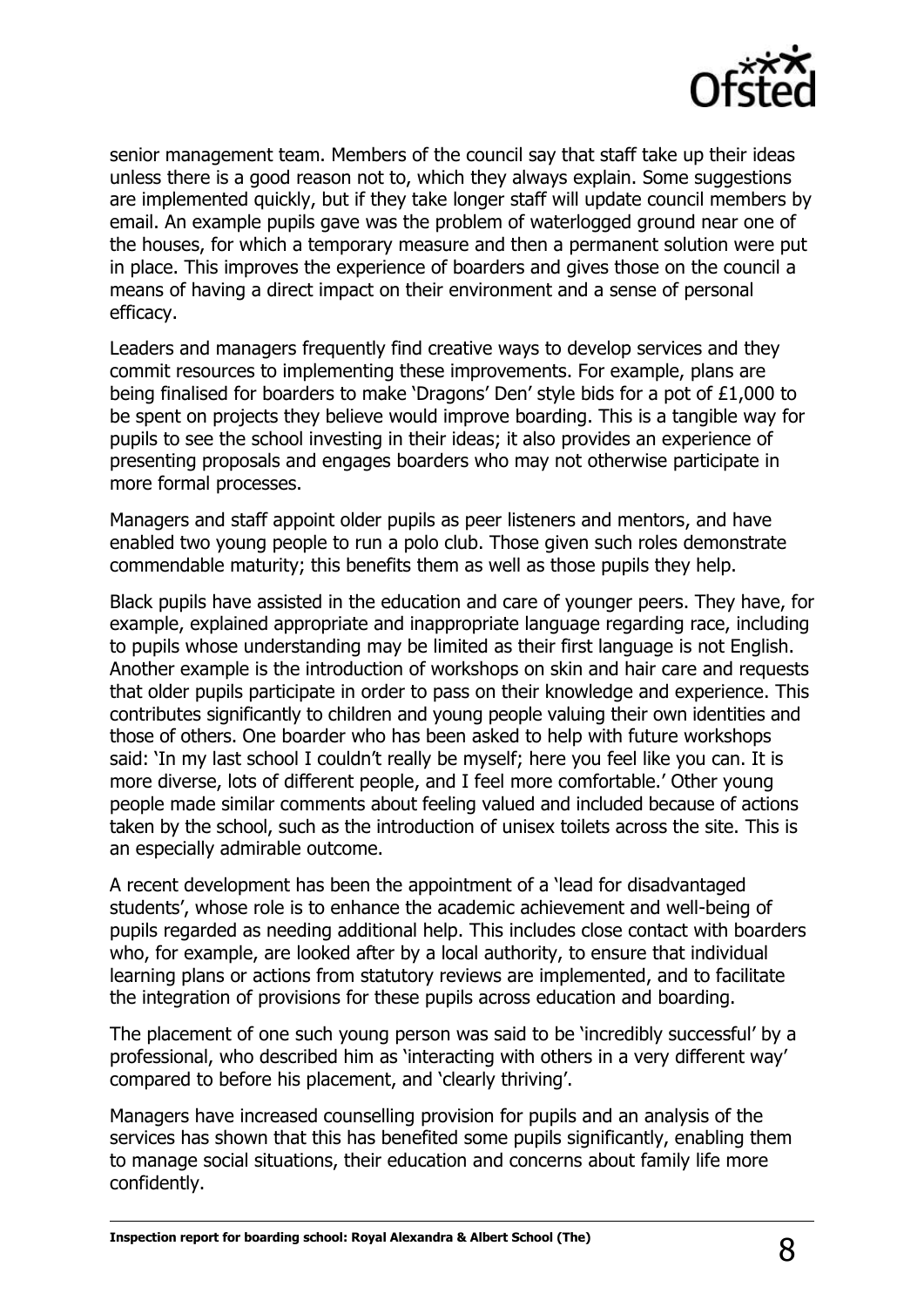senior management team. Members of the council say that staff take up their ideas unless there is a good reason not to, which they always explain. Some suggestions are implemented quickly, but if they take longer staff will update council members by email. An example pupils gave was the problem of waterlogged ground near one of the houses, for which a temporary measure and then a permanent solution were put in place. This improves the experience of boarders and gives those on the council a means of having a direct impact on their environment and a sense of personal efficacy.

Leaders and managers frequently find creative ways to develop services and they commit resources to implementing these improvements. For example, plans are being finalised for boarders to make 'Dragons' Den' style bids for a pot of £1,000 to be spent on projects they believe would improve boarding. This is a tangible way for pupils to see the school investing in their ideas; it also provides an experience of presenting proposals and engages boarders who may not otherwise participate in more formal processes.

Managers and staff appoint older pupils as peer listeners and mentors, and have enabled two young people to run a polo club. Those given such roles demonstrate commendable maturity; this benefits them as well as those pupils they help.

Black pupils have assisted in the education and care of younger peers. They have, for example, explained appropriate and inappropriate language regarding race, including to pupils whose understanding may be limited as their first language is not English. Another example is the introduction of workshops on skin and hair care and requests that older pupils participate in order to pass on their knowledge and experience. This contributes significantly to children and young people valuing their own identities and those of others. One boarder who has been asked to help with future workshops said: 'In my last school I couldn't really be myself; here you feel like you can. It is more diverse, lots of different people, and I feel more comfortable.' Other young people made similar comments about feeling valued and included because of actions taken by the school, such as the introduction of unisex toilets across the site. This is an especially admirable outcome.

A recent development has been the appointment of a 'lead for disadvantaged students', whose role is to enhance the academic achievement and well-being of pupils regarded as needing additional help. This includes close contact with boarders who, for example, are looked after by a local authority, to ensure that individual learning plans or actions from statutory reviews are implemented, and to facilitate the integration of provisions for these pupils across education and boarding.

The placement of one such young person was said to be 'incredibly successful' by a professional, who described him as 'interacting with others in a very different way' compared to before his placement, and 'clearly thriving'.

Managers have increased counselling provision for pupils and an analysis of the services has shown that this has benefited some pupils significantly, enabling them to manage social situations, their education and concerns about family life more confidently.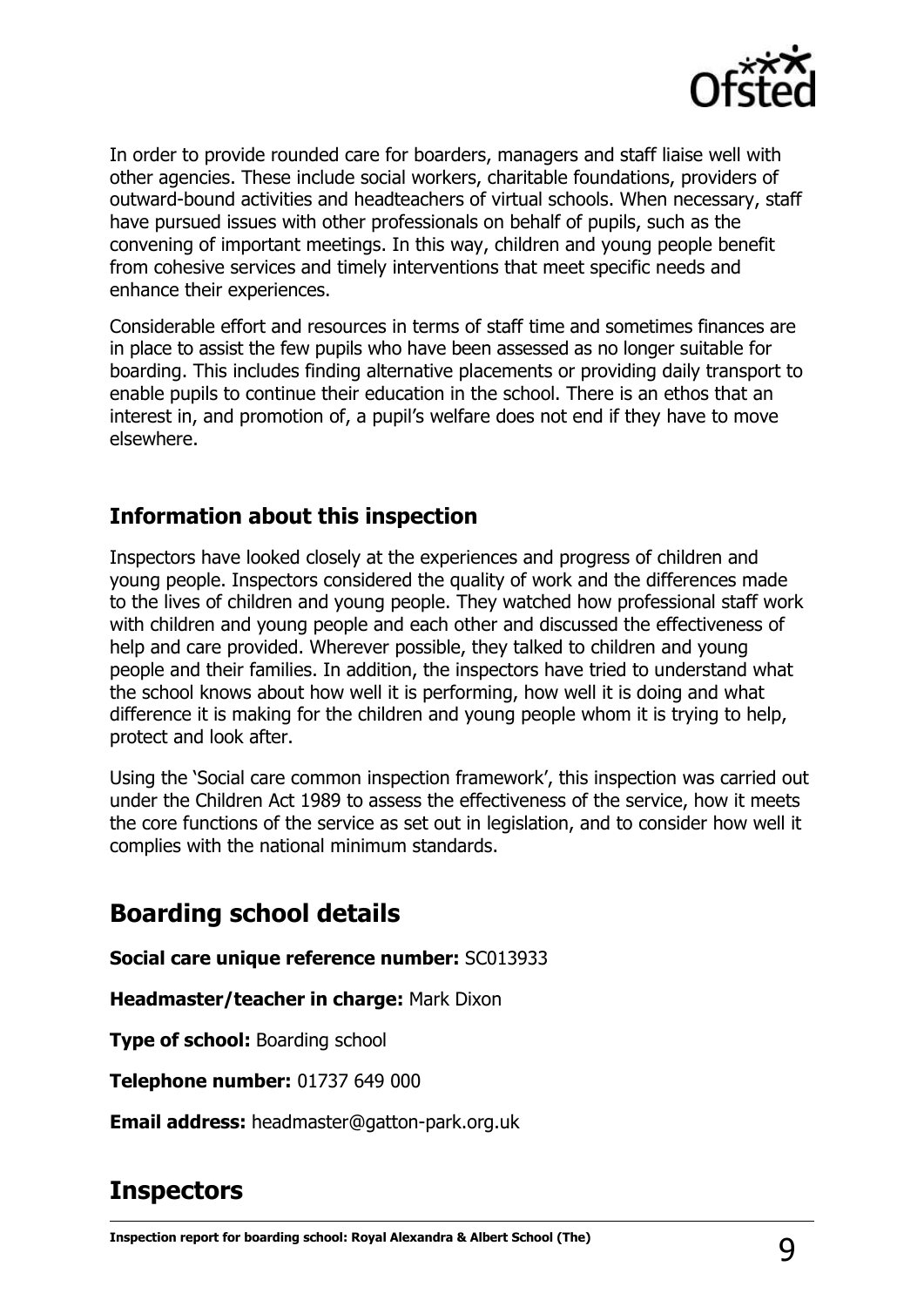In order to provide rounded care for boarders, managers and staff liaise well with other agencies. These include social workers, charitable foundations, providers of outward-bound activities and headteachers of virtual schools. When necessary, staff have pursued issues with other professionals on behalf of pupils, such as the convening of important meetings. In this way, children and young people benefit from cohesive services and timely interventions that meet specific needs and enhance their experiences.

Considerable effort and resources in terms of staff time and sometimes finances are in place to assist the few pupils who have been assessed as no longer suitable for boarding. This includes finding alternative placements or providing daily transport to enable pupils to continue their education in the school. There is an ethos that an interest in, and promotion of, a pupil's welfare does not end if they have to move elsewhere.

### Information about this inspection

Inspectors have looked closely at the experiences and progress of children and young people. Inspectors considered the quality of work and the differences made to the lives of children and young people. They watched how professional staff work with children and young people and each other and discussed the effectiveness of help and care provided. Wherever possible, they talked to children and young people and their families. In addition, the inspectors have tried to understand what the school knows about how well it is performing, how well it is doing and what difference it is making for the children and young people whom it is trying to help, protect and look after.

Using the 'Social care common inspection framework', this inspection was carried out under the Children Act 1989 to assess the effectiveness of the service, how it meets the core functions of the service as set out in legislation, and to consider how well it complies with the national minimum standards.

## Boarding school details

**Social care unique reference number:** SC013933

**Headmaster/teacher in charge:** Mark Dixon

**Type of school:** Boarding school

**Telephone number:** 01737 649 000

**Email address:** headmaster@gatton-park.org.uk

## Inspectors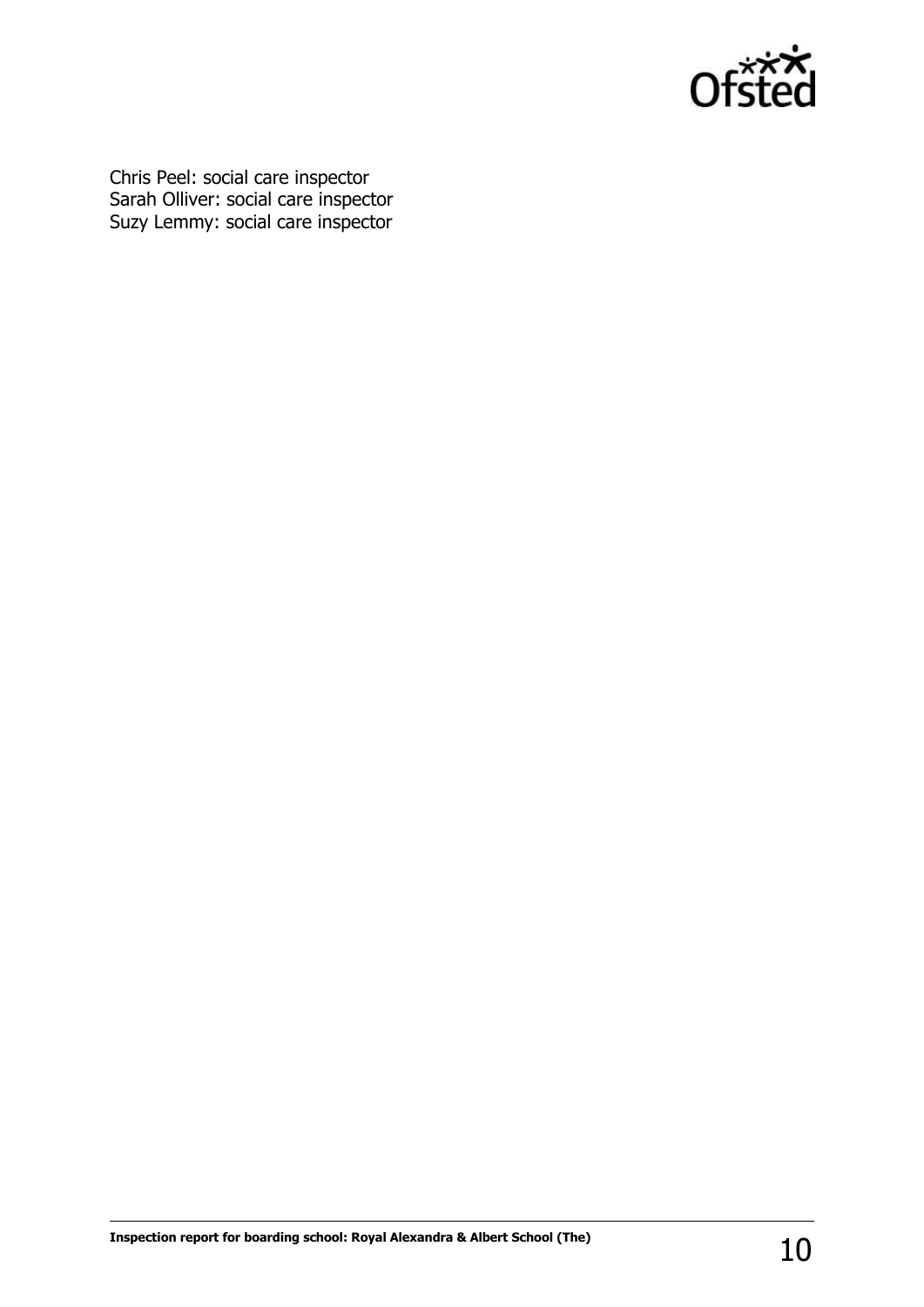Chris Peel: social care inspector
Sarah Olliver: social care inspector
Suzy Lemmy: social care inspector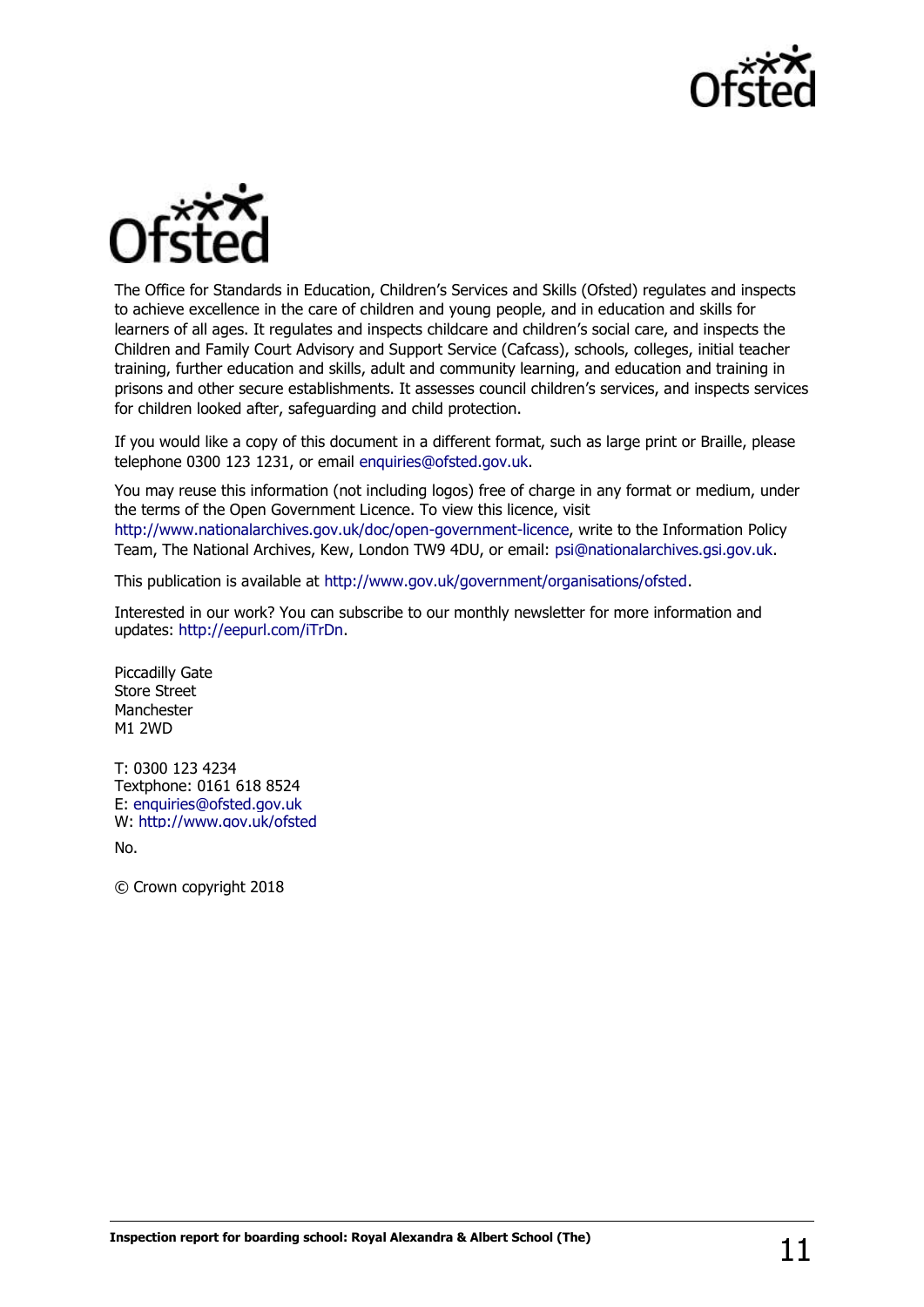The Office for Standards in Education, Children's Services and Skills (Ofsted) regulates and inspects to achieve excellence in the care of children and young people, and in education and skills for learners of all ages. It regulates and inspects childcare and children's social care, and inspects the Children and Family Court Advisory and Support Service (Cafcass), schools, colleges, initial teacher training, further education and skills, adult and community learning, and education and training in prisons and other secure establishments. It assesses council children's services, and inspects services for children looked after, safeguarding and child protection.

If you would like a copy of this document in a different format, such as large print or Braille, please telephone 0300 123 1231, or email enquiries@ofsted.gov.uk.

You may reuse this information (not including logos) free of charge in any format or medium, under the terms of the Open Government Licence. To view this licence, visit http://www.nationalarchives.gov.uk/doc/open-government-licence, write to the Information Policy Team, The National Archives, Kew, London TW9 4DU, or email: psi@nationalarchives.gsi.gov.uk.

This publication is available at http://www.gov.uk/government/organisations/ofsted.

Interested in our work? You can subscribe to our monthly newsletter for more information and updates: http://eepurl.com/iTrDn.

Piccadilly Gate
Store Street
Manchester
M1 2WD

T: 0300 123 4234
Textphone: 0161 618 8524
E: enquiries@ofsted.gov.uk
W: http://www.gov.uk/ofsted

No.

© Crown copyright 2018